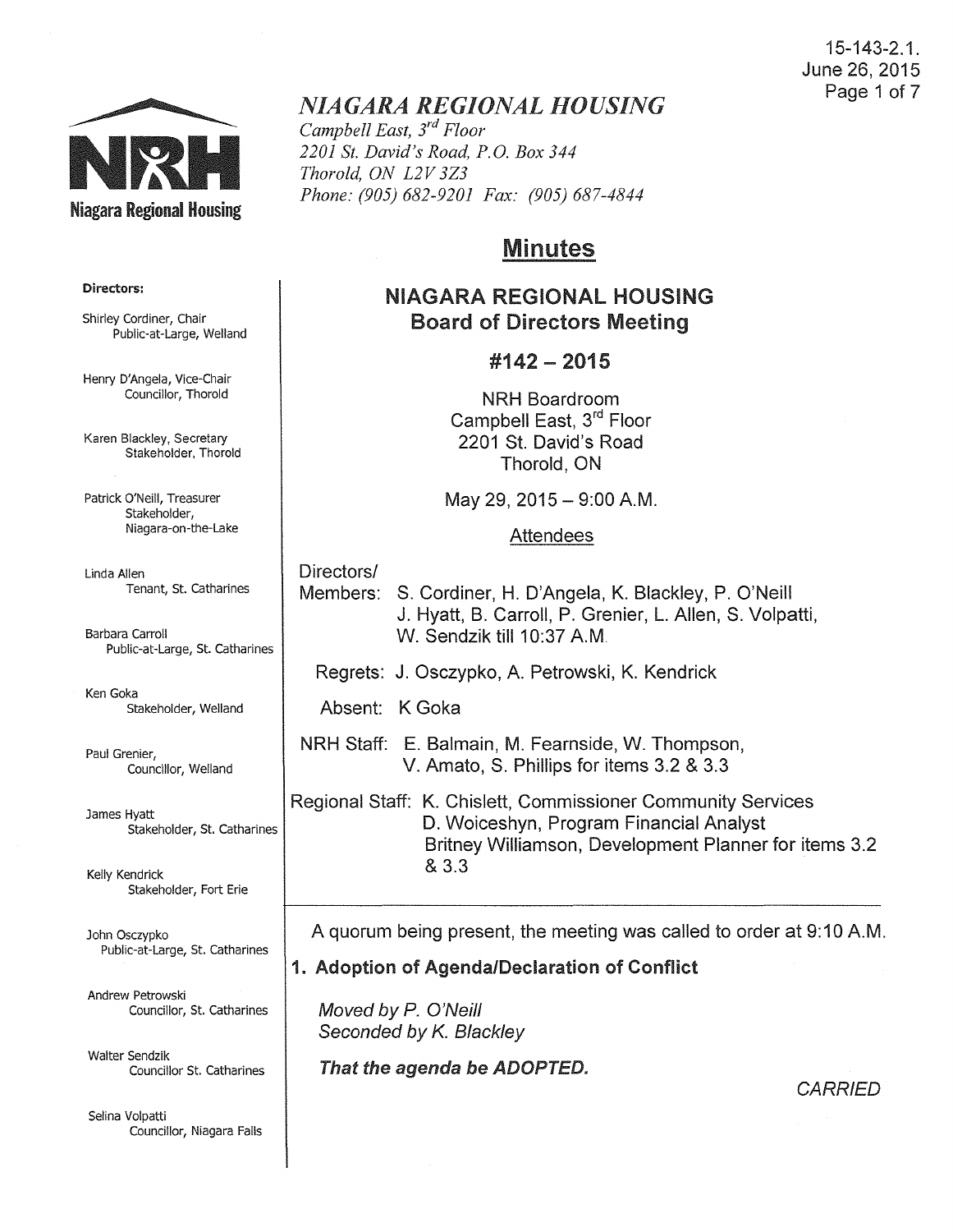15-143-2.1.
June 26, 2015

# *NIAGARA REGIONAL HOUSING*

*Campbell East, 3rd Floor*
*2201 St. David's Road, P.O. Box 344*
*Thorold, ON L2V 3Z3*
*Phone: (905) 682-9201 Fax: (905) 687-4844*

Niagara Regional Housing

## Minutes

**Directors:**

Shirley Cordiner, Chair
Public-at-Large, Welland

Henry D'Angela, Vice-Chair
Councillor, Thorold

Karen Blackley, Secretary
Stakeholder, Thorold

Patrick O'Neill, Treasurer
Stakeholder, Niagara-on-the-Lake

Linda Allen
Tenant, St. Catharines

Barbara Carroll
Public-at-Large, St. Catharines

Ken Goka
Stakeholder, Welland

Paul Grenier,
Councillor, Welland

James Hyatt
Stakeholder, St. Catharines

Kelly Kendrick
Stakeholder, Fort Erie

John Osczypko
Public-at-Large, St. Catharines

Andrew Petrowski
Councillor, St. Catharines

Walter Sendzik
Councillor St. Catharines

Selina Volpatti
Councillor, Niagara Falls

### NIAGARA REGIONAL HOUSING
### Board of Directors Meeting

### #142 – 2015

NRH Boardroom
Campbell East, 3rd Floor
2201 St. David's Road
Thorold, ON

May 29, 2015 – 9:00 A.M.

Attendees

Directors/
Members: S. Cordiner, H. D'Angela, K. Blackley, P. O'Neill
J. Hyatt, B. Carroll, P. Grenier, L. Allen, S. Volpatti,
W. Sendzik till 10:37 A.M.

Regrets: J. Osczypko, A. Petrowski, K. Kendrick

Absent: K Goka

NRH Staff: E. Balmain, M. Fearnside, W. Thompson,
V. Amato, S. Phillips for items 3.2 & 3.3

Regional Staff: K. Chislett, Commissioner Community Services
D. Woiceshyn, Program Financial Analyst
Britney Williamson, Development Planner for items 3.2 & 3.3

A quorum being present, the meeting was called to order at 9:10 A.M.

**1. Adoption of Agenda/Declaration of Conflict**

*Moved by P. O'Neill*
*Seconded by K. Blackley*

***That the agenda be ADOPTED.***

*CARRIED*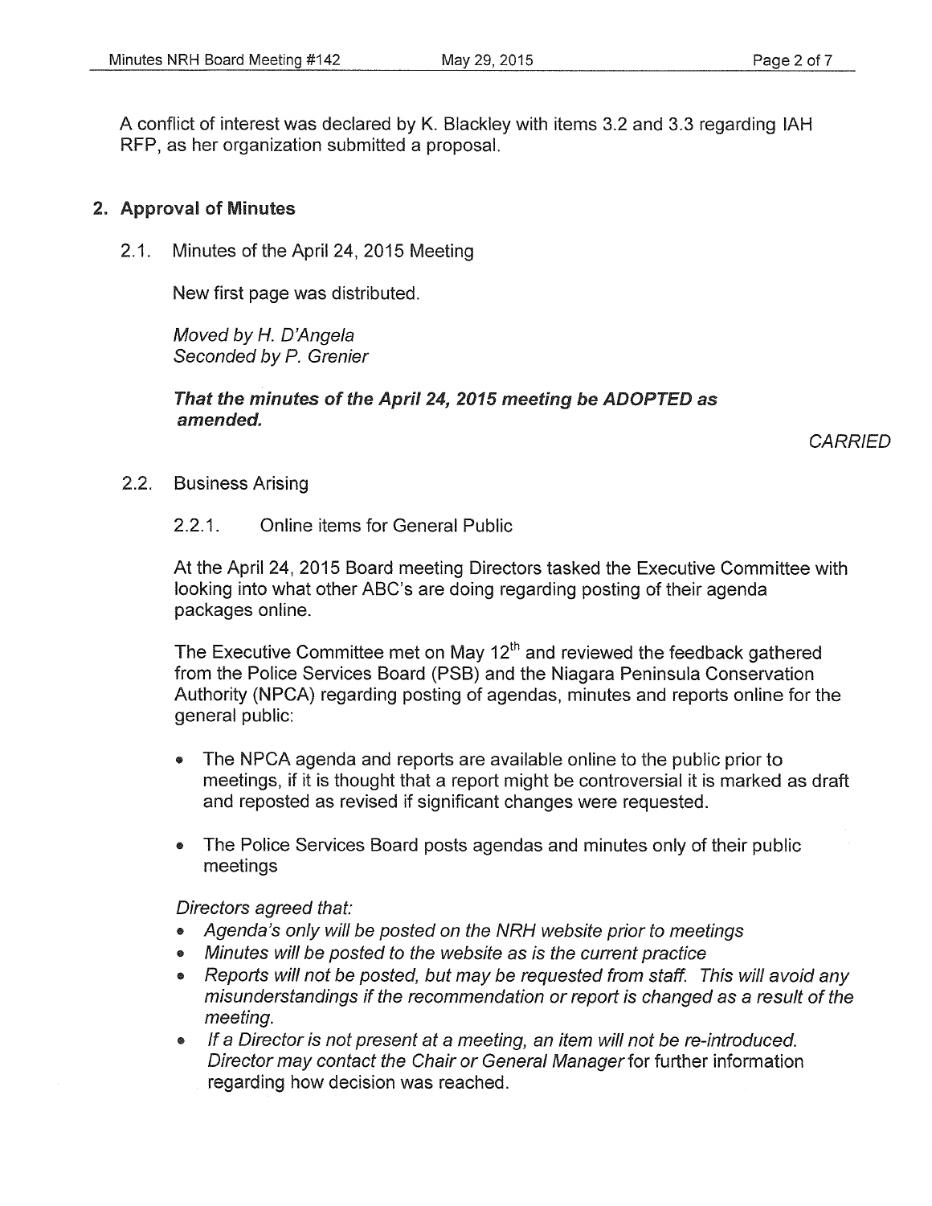A conflict of interest was declared by K. Blackley with items 3.2 and 3.3 regarding IAH RFP, as her organization submitted a proposal.

## 2. Approval of Minutes

### 2.1. Minutes of the April 24, 2015 Meeting

New first page was distributed.

*Moved by H. D'Angela*
*Seconded by P. Grenier*

***That the minutes of the April 24, 2015 meeting be ADOPTED as amended.***

*CARRIED*

### 2.2. Business Arising

#### 2.2.1. Online items for General Public

At the April 24, 2015 Board meeting Directors tasked the Executive Committee with looking into what other ABC's are doing regarding posting of their agenda packages online.

The Executive Committee met on May 12th and reviewed the feedback gathered from the Police Services Board (PSB) and the Niagara Peninsula Conservation Authority (NPCA) regarding posting of agendas, minutes and reports online for the general public:

- The NPCA agenda and reports are available online to the public prior to meetings, if it is thought that a report might be controversial it is marked as draft and reposted as revised if significant changes were requested.
- The Police Services Board posts agendas and minutes only of their public meetings

*Directors agreed that:*

- *Agenda's only will be posted on the NRH website prior to meetings*
- *Minutes will be posted to the website as is the current practice*
- *Reports will not be posted, but may be requested from staff. This will avoid any misunderstandings if the recommendation or report is changed as a result of the meeting.*
- *If a Director is not present at a meeting, an item will not be re-introduced. Director may contact the Chair or General Manager* for further information regarding how decision was reached.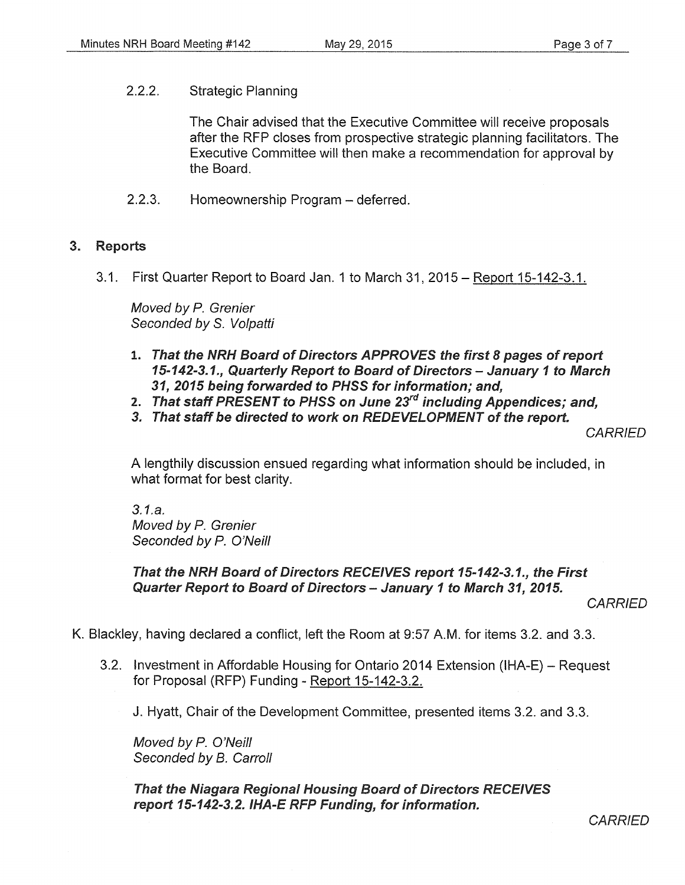2.2.2. Strategic Planning

The Chair advised that the Executive Committee will receive proposals after the RFP closes from prospective strategic planning facilitators. The Executive Committee will then make a recommendation for approval by the Board.

2.2.3. Homeownership Program – deferred.

## 3. Reports

3.1. First Quarter Report to Board Jan. 1 to March 31, 2015 – Report 15-142-3.1.

*Moved by P. Grenier*
*Seconded by S. Volpatti*

1. ***That the NRH Board of Directors APPROVES the first 8 pages of report 15-142-3.1., Quarterly Report to Board of Directors – January 1 to March 31, 2015 being forwarded to PHSS for information; and,***
2. ***That staff PRESENT to PHSS on June 23rd including Appendices; and,***
3. ***That staff be directed to work on REDEVELOPMENT of the report.***

*CARRIED*

A lengthily discussion ensued regarding what information should be included, in what format for best clarity.

*3.1.a.*
*Moved by P. Grenier*
*Seconded by P. O'Neill*

***That the NRH Board of Directors RECEIVES report 15-142-3.1., the First Quarter Report to Board of Directors – January 1 to March 31, 2015.***

*CARRIED*

K. Blackley, having declared a conflict, left the Room at 9:57 A.M. for items 3.2. and 3.3.

3.2. Investment in Affordable Housing for Ontario 2014 Extension (IHA-E) – Request for Proposal (RFP) Funding - Report 15-142-3.2.

J. Hyatt, Chair of the Development Committee, presented items 3.2. and 3.3.

*Moved by P. O'Neill*
*Seconded by B. Carroll*

***That the Niagara Regional Housing Board of Directors RECEIVES report 15-142-3.2. IHA-E RFP Funding, for information.***

*CARRIED*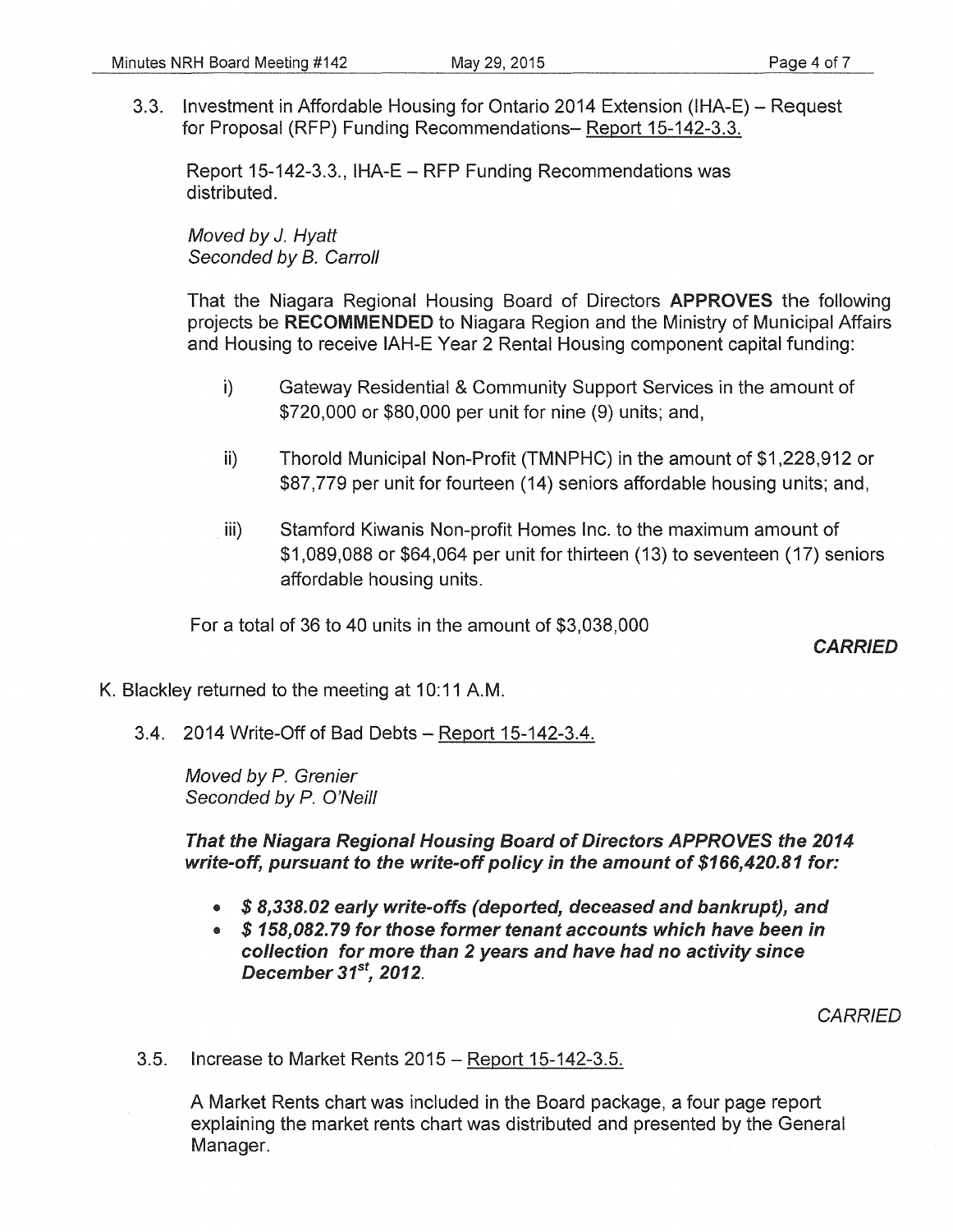3.3. Investment in Affordable Housing for Ontario 2014 Extension (IHA-E) – Request for Proposal (RFP) Funding Recommendations– Report 15-142-3.3.

Report 15-142-3.3., IHA-E – RFP Funding Recommendations was distributed.

*Moved by J. Hyatt*
*Seconded by B. Carroll*

That the Niagara Regional Housing Board of Directors **APPROVES** the following projects be **RECOMMENDED** to Niagara Region and the Ministry of Municipal Affairs and Housing to receive IAH-E Year 2 Rental Housing component capital funding:

i) Gateway Residential & Community Support Services in the amount of $720,000 or $80,000 per unit for nine (9) units; and,

ii) Thorold Municipal Non-Profit (TMNPHC) in the amount of $1,228,912 or $87,779 per unit for fourteen (14) seniors affordable housing units; and,

iii) Stamford Kiwanis Non-profit Homes Inc. to the maximum amount of $1,089,088 or $64,064 per unit for thirteen (13) to seventeen (17) seniors affordable housing units.

For a total of 36 to 40 units in the amount of $3,038,000

***CARRIED***

K. Blackley returned to the meeting at 10:11 A.M.

3.4. 2014 Write-Off of Bad Debts – Report 15-142-3.4.

*Moved by P. Grenier*
*Seconded by P. O'Neill*

***That the Niagara Regional Housing Board of Directors APPROVES the 2014 write-off, pursuant to the write-off policy in the amount of $166,420.81 for:***

- ***$ 8,338.02 early write-offs (deported, deceased and bankrupt), and***
- ***$ 158,082.79 for those former tenant accounts which have been in collection for more than 2 years and have had no activity since December 31st, 2012.***

*CARRIED*

3.5. Increase to Market Rents 2015 – Report 15-142-3.5.

A Market Rents chart was included in the Board package, a four page report explaining the market rents chart was distributed and presented by the General Manager.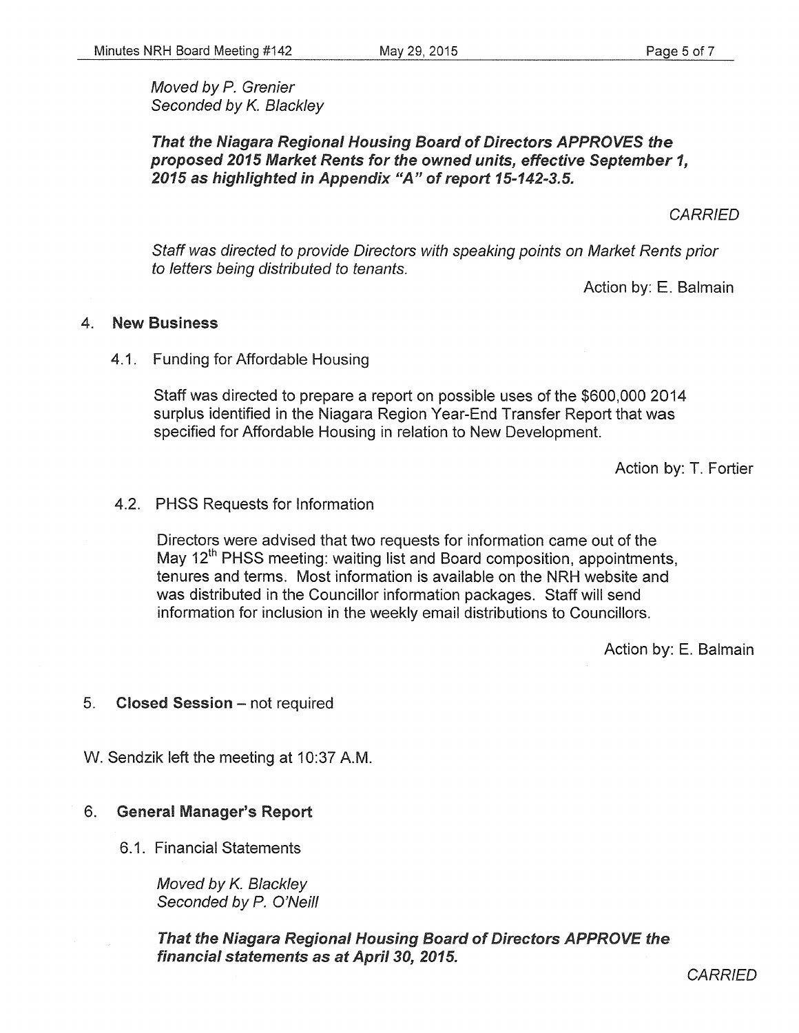*Moved by P. Grenier*
*Seconded by K. Blackley*

***That the Niagara Regional Housing Board of Directors APPROVES the proposed 2015 Market Rents for the owned units, effective September 1, 2015 as highlighted in Appendix "A" of report 15-142-3.5.***

*CARRIED*

*Staff was directed to provide Directors with speaking points on Market Rents prior to letters being distributed to tenants.*

Action by: E. Balmain

## 4. New Business

### 4.1. Funding for Affordable Housing

Staff was directed to prepare a report on possible uses of the $600,000 2014 surplus identified in the Niagara Region Year-End Transfer Report that was specified for Affordable Housing in relation to New Development.

Action by: T. Fortier

### 4.2. PHSS Requests for Information

Directors were advised that two requests for information came out of the May 12th PHSS meeting: waiting list and Board composition, appointments, tenures and terms. Most information is available on the NRH website and was distributed in the Councillor information packages. Staff will send information for inclusion in the weekly email distributions to Councillors.

Action by: E. Balmain

## 5. Closed Session – not required

W. Sendzik left the meeting at 10:37 A.M.

## 6. General Manager's Report

### 6.1. Financial Statements

*Moved by K. Blackley*
*Seconded by P. O'Neill*

***That the Niagara Regional Housing Board of Directors APPROVE the financial statements as at April 30, 2015.***

*CARRIED*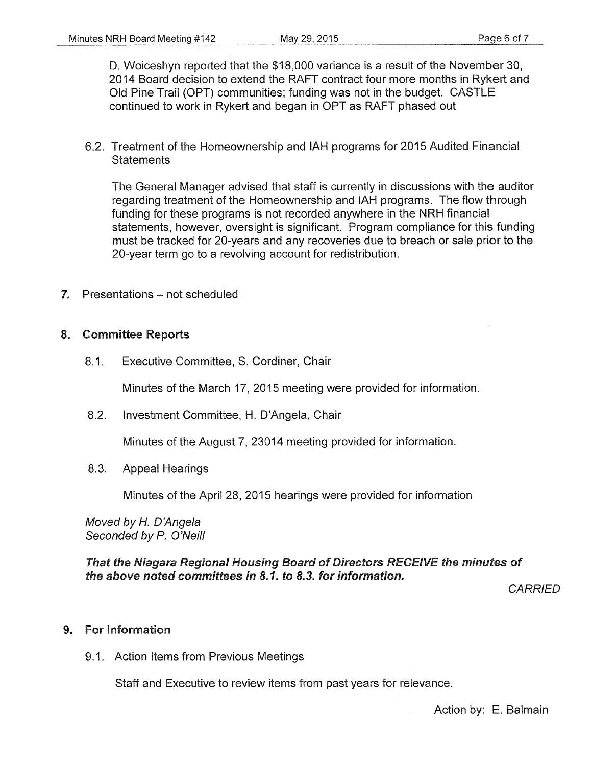D. Woiceshyn reported that the $18,000 variance is a result of the November 30, 2014 Board decision to extend the RAFT contract four more months in Rykert and Old Pine Trail (OPT) communities; funding was not in the budget. CASTLE continued to work in Rykert and began in OPT as RAFT phased out

6.2. Treatment of the Homeownership and IAH programs for 2015 Audited Financial Statements

The General Manager advised that staff is currently in discussions with the auditor regarding treatment of the Homeownership and IAH programs. The flow through funding for these programs is not recorded anywhere in the NRH financial statements, however, oversight is significant. Program compliance for this funding must be tracked for 20-years and any recoveries due to breach or sale prior to the 20-year term go to a revolving account for redistribution.

7. Presentations – not scheduled

## 8. Committee Reports

8.1. Executive Committee, S. Cordiner, Chair

Minutes of the March 17, 2015 meeting were provided for information.

8.2. Investment Committee, H. D'Angela, Chair

Minutes of the August 7, 23014 meeting provided for information.

8.3. Appeal Hearings

Minutes of the April 28, 2015 hearings were provided for information

*Moved by H. D'Angela*
*Seconded by P. O'Neill*

***That the Niagara Regional Housing Board of Directors RECEIVE the minutes of the above noted committees in 8.1. to 8.3. for information.***

*CARRIED*

## 9. For Information

9.1. Action Items from Previous Meetings

Staff and Executive to review items from past years for relevance.

Action by: E. Balmain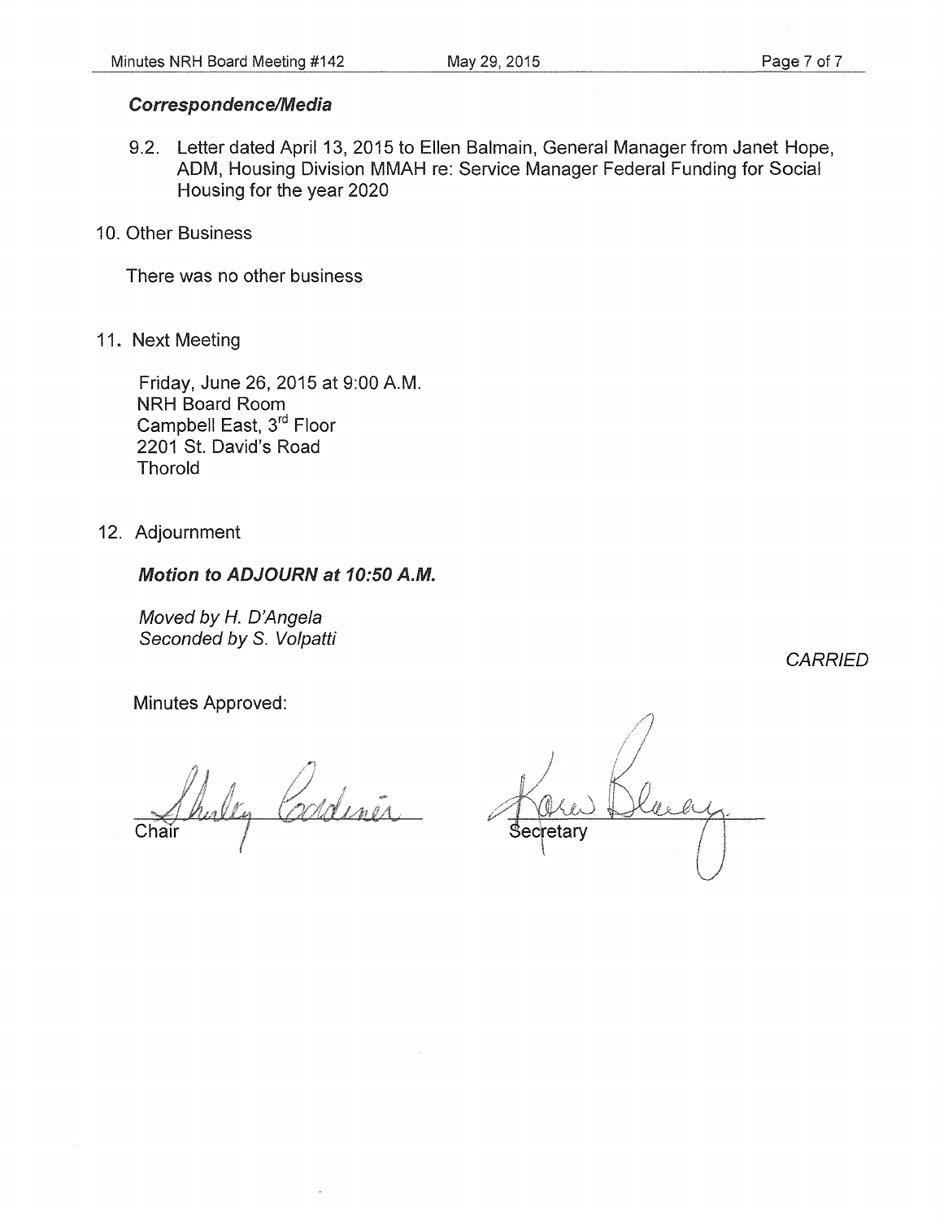***Correspondence/Media***

9.2. Letter dated April 13, 2015 to Ellen Balmain, General Manager from Janet Hope, ADM, Housing Division MMAH re: Service Manager Federal Funding for Social Housing for the year 2020

10. Other Business

There was no other business

11. Next Meeting

Friday, June 26, 2015 at 9:00 A.M.
NRH Board Room
Campbell East, 3rd Floor
2201 St. David's Road
Thorold

12. Adjournment

***Motion to ADJOURN at 10:50 A.M.***

*Moved by H. D'Angela*
*Seconded by S. Volpatti*

*CARRIED*

Minutes Approved:

Chair

Secretary